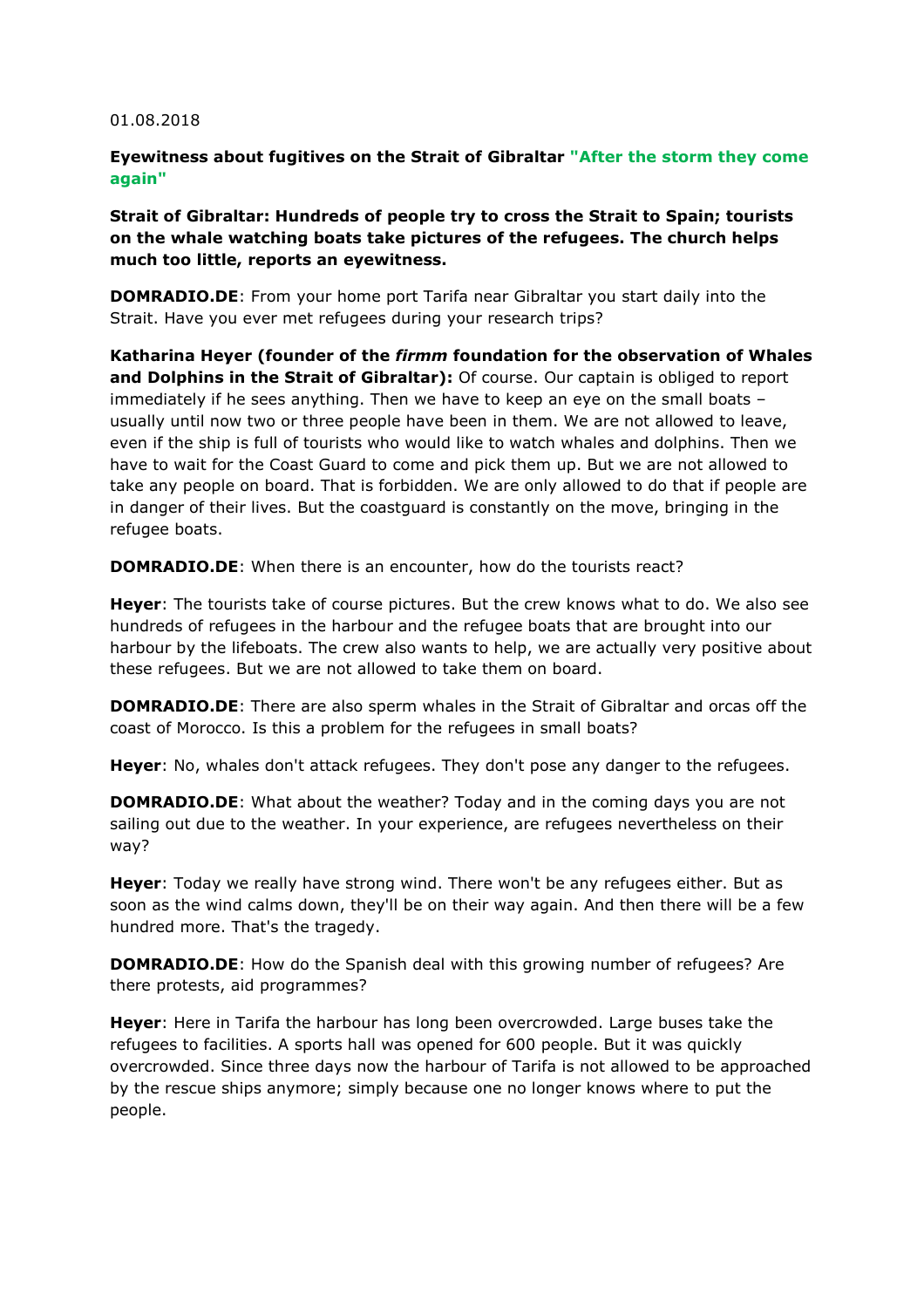01.08.2018

**Eyewitness about fugitives on the Strait of Gibraltar "After the storm they come again"**

**Strait of Gibraltar: Hundreds of people try to cross the Strait to Spain; tourists on the whale watching boats take pictures of the refugees. The church helps much too little, reports an eyewitness.**

**DOMRADIO.DE**: From your home port Tarifa near Gibraltar you start daily into the Strait. Have you ever met refugees during your research trips?

**Katharina Heyer (founder of the *firmm* foundation for the observation of Whales and Dolphins in the Strait of Gibraltar):** Of course. Our captain is obliged to report immediately if he sees anything. Then we have to keep an eye on the small boats – usually until now two or three people have been in them. We are not allowed to leave, even if the ship is full of tourists who would like to watch whales and dolphins. Then we have to wait for the Coast Guard to come and pick them up. But we are not allowed to take any people on board. That is forbidden. We are only allowed to do that if people are in danger of their lives. But the coastguard is constantly on the move, bringing in the refugee boats.

**DOMRADIO.DE**: When there is an encounter, how do the tourists react?

**Heyer**: The tourists take of course pictures. But the crew knows what to do. We also see hundreds of refugees in the harbour and the refugee boats that are brought into our harbour by the lifeboats. The crew also wants to help, we are actually very positive about these refugees. But we are not allowed to take them on board.

**DOMRADIO.DE**: There are also sperm whales in the Strait of Gibraltar and orcas off the coast of Morocco. Is this a problem for the refugees in small boats?

**Heyer**: No, whales don't attack refugees. They don't pose any danger to the refugees.

**DOMRADIO.DE**: What about the weather? Today and in the coming days you are not sailing out due to the weather. In your experience, are refugees nevertheless on their way?

**Heyer**: Today we really have strong wind. There won't be any refugees either. But as soon as the wind calms down, they'll be on their way again. And then there will be a few hundred more. That's the tragedy.

**DOMRADIO.DE**: How do the Spanish deal with this growing number of refugees? Are there protests, aid programmes?

**Heyer**: Here in Tarifa the harbour has long been overcrowded. Large buses take the refugees to facilities. A sports hall was opened for 600 people. But it was quickly overcrowded. Since three days now the harbour of Tarifa is not allowed to be approached by the rescue ships anymore; simply because one no longer knows where to put the people.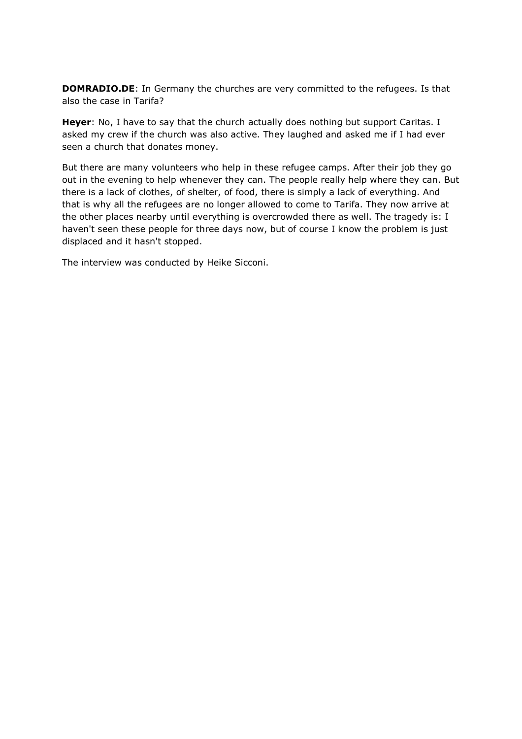**DOMRADIO.DE**: In Germany the churches are very committed to the refugees. Is that also the case in Tarifa?

**Heyer**: No, I have to say that the church actually does nothing but support Caritas. I asked my crew if the church was also active. They laughed and asked me if I had ever seen a church that donates money.

But there are many volunteers who help in these refugee camps. After their job they go out in the evening to help whenever they can. The people really help where they can. But there is a lack of clothes, of shelter, of food, there is simply a lack of everything. And that is why all the refugees are no longer allowed to come to Tarifa. They now arrive at the other places nearby until everything is overcrowded there as well. The tragedy is: I haven't seen these people for three days now, but of course I know the problem is just displaced and it hasn't stopped.

The interview was conducted by Heike Sicconi.